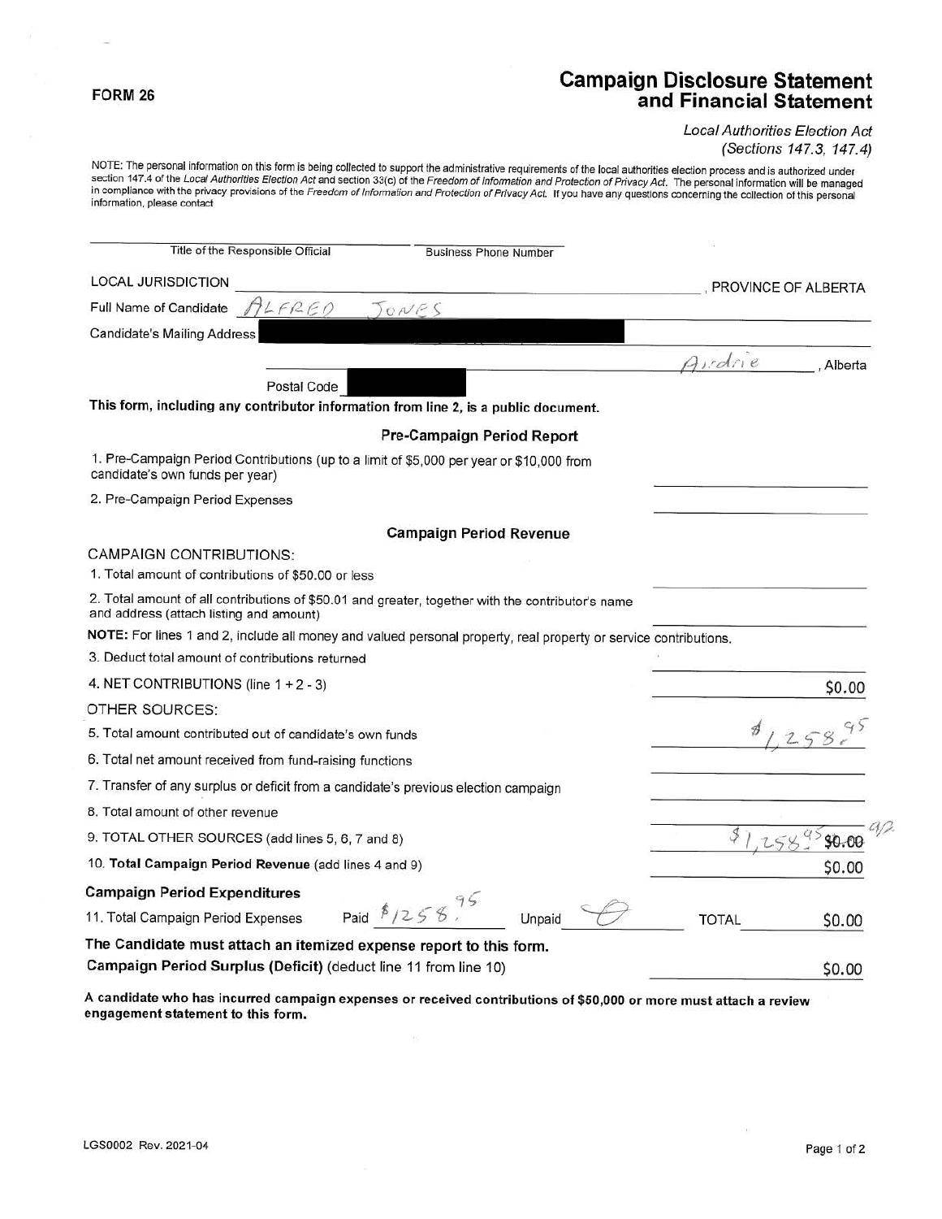**FORM 26**

# Campaign Disclosure Statement and Financial Statement

*Local Authorities Election Act*
*(Sections 147.3, 147.4)*

NOTE: The personal information on this form is being collected to support the administrative requirements of the local authorities election process and is authorized under section 147.4 of the *Local Authorities Election Act* and section 33(c) of the *Freedom of Information and Protection of Privacy Act*. The personal information will be managed in compliance with the privacy provisions of the *Freedom of Information and Protection of Privacy Act*. If you have any questions concerning the collection of this personal information, please contact

Title of the Responsible Official ____________ Business Phone Number ____________

LOCAL JURISDICTION ____________, PROVINCE OF ALBERTA

Full Name of Candidate ALFRED JONES

Candidate's Mailing Address [redacted]

Airdrie, Alberta

Postal Code [redacted]

**This form, including any contributor information from line 2, is a public document.**

## Pre-Campaign Period Report

1. Pre-Campaign Period Contributions (up to a limit of $5,000 per year or $10,000 from candidate's own funds per year) ____________
2. Pre-Campaign Period Expenses ____________

## Campaign Period Revenue

CAMPAIGN CONTRIBUTIONS:

1. Total amount of contributions of $50.00 or less ____________
2. Total amount of all contributions of $50.01 and greater, together with the contributor's name and address (attach listing and amount) ____________

**NOTE:** For lines 1 and 2, include all money and valued personal property, real property or service contributions.

3. Deduct total amount of contributions returned ____________
4. NET CONTRIBUTIONS (line 1 + 2 - 3) $0.00

OTHER SOURCES:

5. Total amount contributed out of candidate's own funds $1,258.95
6. Total net amount received from fund-raising functions ____________
7. Transfer of any surplus or deficit from a candidate's previous election campaign ____________
8. Total amount of other revenue ____________
9. TOTAL OTHER SOURCES (add lines 5, 6, 7 and 8) $1,258.95 ~~$0.00~~
10. **Total Campaign Period Revenue** (add lines 4 and 9) $0.00

**Campaign Period Expenditures**

11. Total Campaign Period Expenses Paid $1258.95 Unpaid 0 TOTAL $0.00

**The Candidate must attach an itemized expense report to this form.**

**Campaign Period Surplus (Deficit)** (deduct line 11 from line 10) $0.00

**A candidate who has incurred campaign expenses or received contributions of $50,000 or more must attach a review engagement statement to this form.**

LGS0002 Rev. 2021-04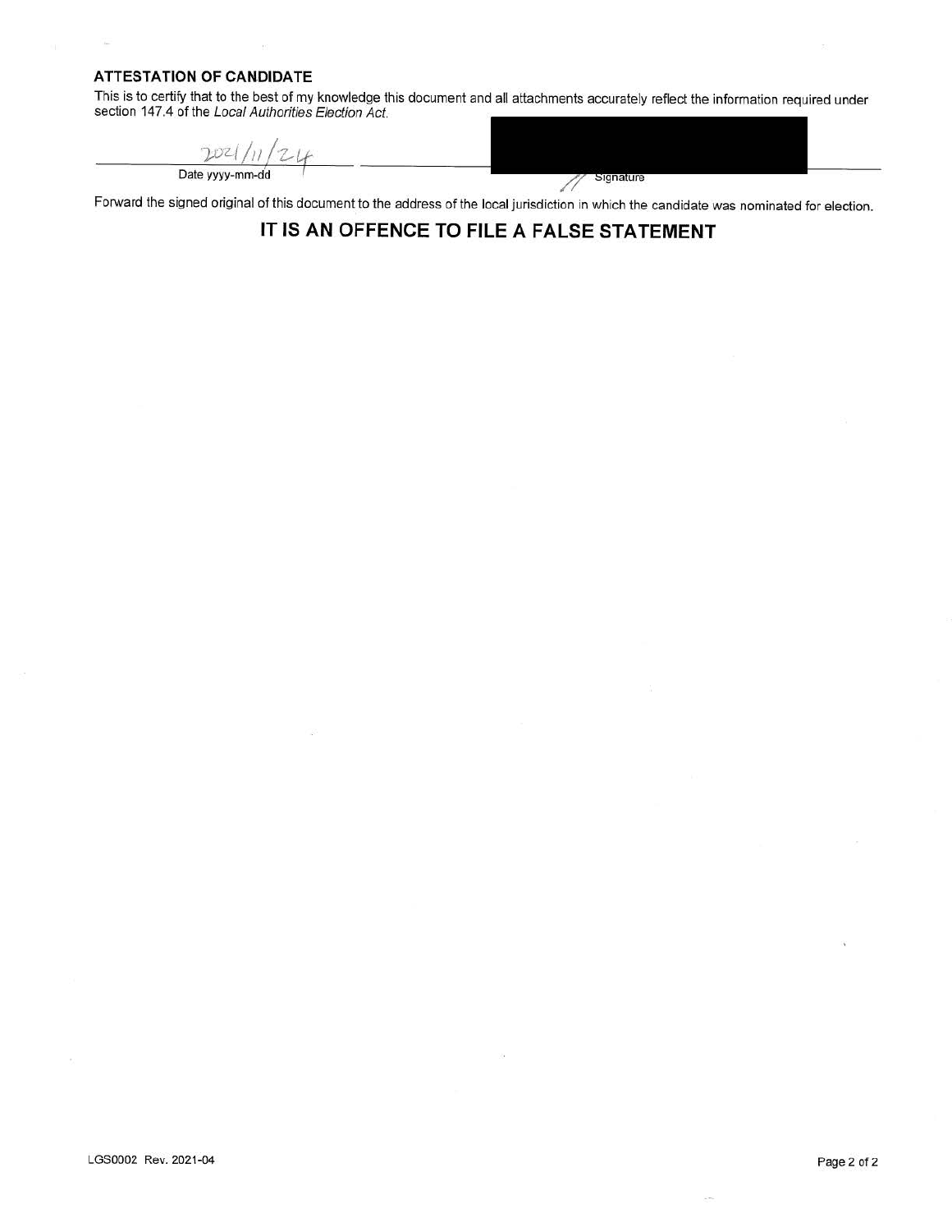**ATTESTATION OF CANDIDATE**

This is to certify that to the best of my knowledge this document and all attachments accurately reflect the information required under section 147.4 of the *Local Authorities Election Act*.

| 2021/11/24 | [REDACTED] |
|---|---|
| Date yyyy-mm-dd | Signature |

Forward the signed original of this document to the address of the local jurisdiction in which the candidate was nominated for election.

## IT IS AN OFFENCE TO FILE A FALSE STATEMENT

LGS0002 Rev. 2021-04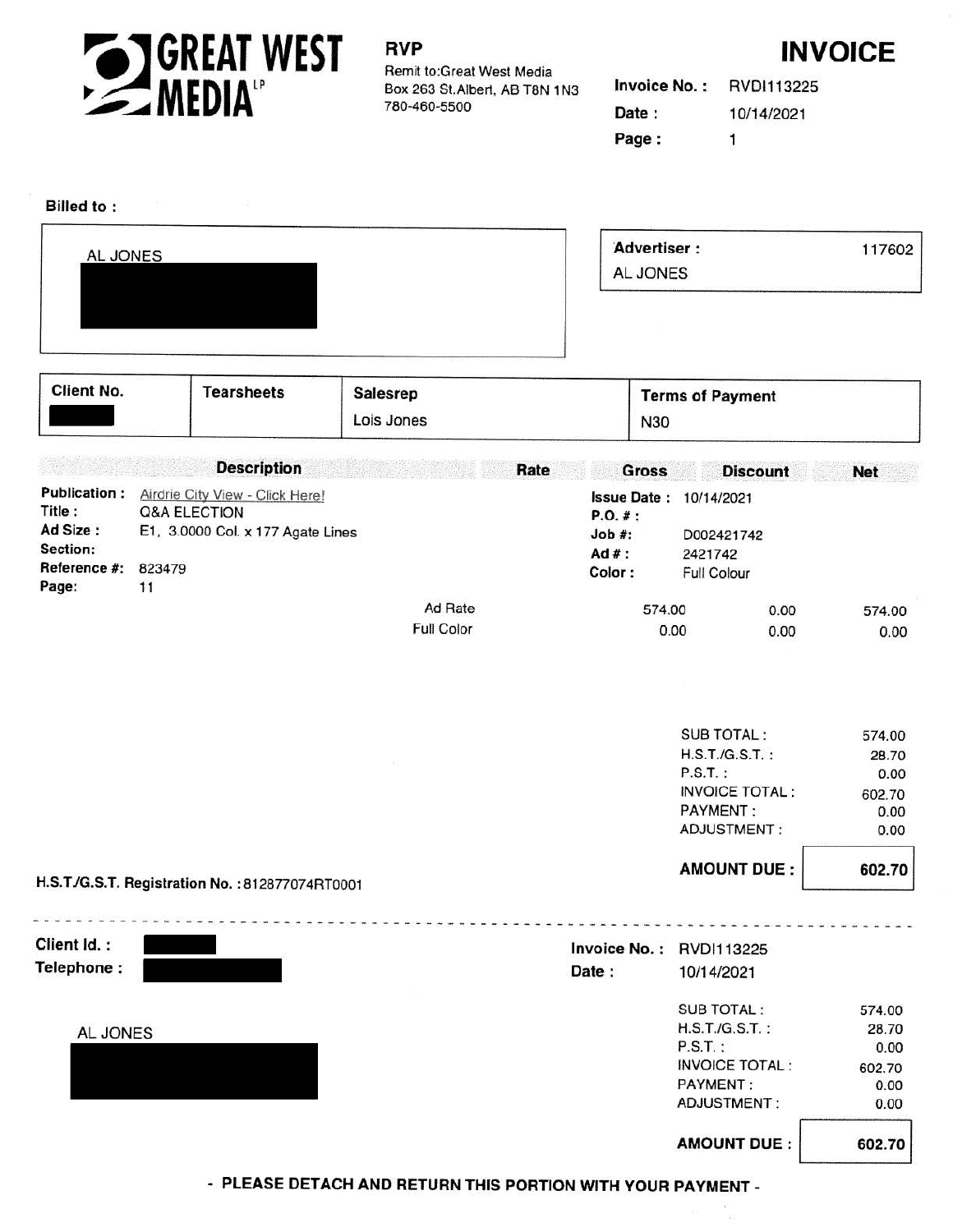**GREAT WEST MEDIA** LP

**RVP**
Remit to:Great West Media
Box 263 St.Albert, AB T8N 1N3
780-460-5500

# INVOICE

**Invoice No. :** RVDI113225
**Date :** 10/14/2021
**Page :** 1

**Billed to :**

AL JONES

**Advertiser :** 117602
AL JONES

| Client No. | Tearsheets | Salesrep | Terms of Payment |
|---|---|---|---|
| | | Lois Jones | N30 |

| Description | Rate | Gross | Discount | Net |
|---|---|---|---|---|

**Publication :** Airdrie City View - Click Here!
**Title :** Q&A ELECTION
**Ad Size :** E1, 3.0000 Col. x 177 Agate Lines
**Section:**
**Reference #:** 823479
**Page:** 11

**Issue Date :** 10/14/2021
**P.O. # :**
**Job #:** D002421742
**Ad # :** 2421742
**Color :** Full Colour

| | Gross | Discount | Net |
|---|---|---|---|
| Ad Rate | 574.00 | 0.00 | 574.00 |
| Full Color | 0.00 | 0.00 | 0.00 |

| | |
|---|---|
| SUB TOTAL : | 574.00 |
| H.S.T./G.S.T. : | 28.70 |
| P.S.T. : | 0.00 |
| INVOICE TOTAL : | 602.70 |
| PAYMENT : | 0.00 |
| ADJUSTMENT : | 0.00 |
| **AMOUNT DUE :** | **602.70** |

**H.S.T./G.S.T. Registration No. :** 812877074RT0001

---

**Client Id. :**
**Telephone :**

**Invoice No. :** RVDI113225
**Date :** 10/14/2021

AL JONES

| | |
|---|---|
| SUB TOTAL : | 574.00 |
| H.S.T./G.S.T. : | 28.70 |
| P.S.T. : | 0.00 |
| INVOICE TOTAL : | 602.70 |
| PAYMENT : | 0.00 |
| ADJUSTMENT : | 0.00 |
| **AMOUNT DUE :** | **602.70** |

**- PLEASE DETACH AND RETURN THIS PORTION WITH YOUR PAYMENT -**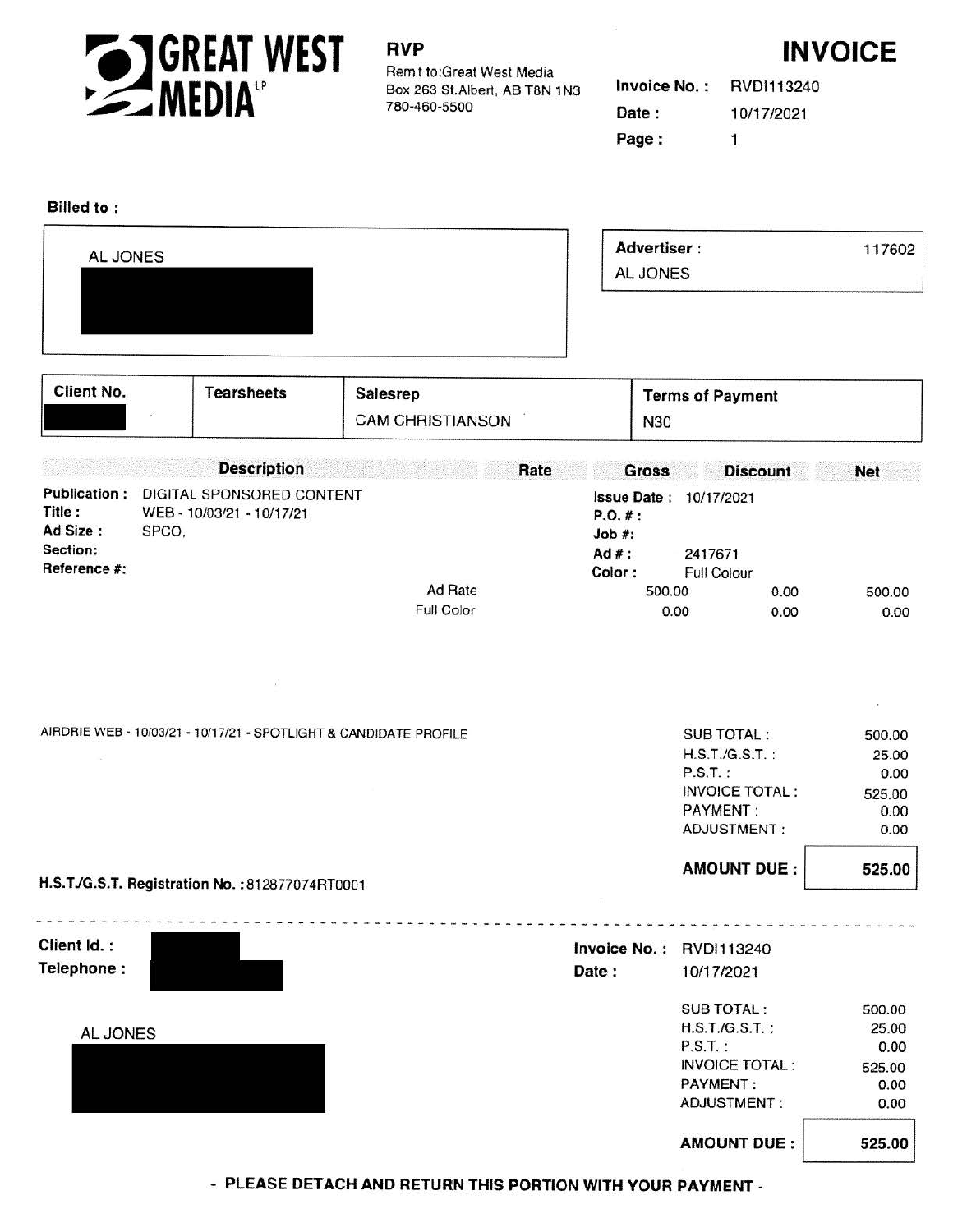# GREAT WEST MEDIA LP

**RVP**
Remit to:Great West Media
Box 263 St.Albert, AB T8N 1N3
780-460-5500

# INVOICE

**Invoice No. :** RVDI113240
**Date :** 10/17/2021
**Page :** 1

**Billed to :**

AL JONES

| **Advertiser :** | 117602 |
|---|---|
| AL JONES | |

| Client No. | Tearsheets | Salesrep | Terms of Payment |
|---|---|---|---|
| | | CAM CHRISTIANSON | N30 |

| Description | Rate | Gross | Discount | Net |
|---|---|---|---|---|
| **Publication :** DIGITAL SPONSORED CONTENT<br>**Title :** WEB - 10/03/21 - 10/17/21<br>**Ad Size :** SPCO,<br>**Section:**<br>**Reference #:** | | **Issue Date :** 10/17/2021<br>**P.O. # :**<br>**Job #:**<br>**Ad # :** 2417671<br>**Color :** Full Colour | | |
| | Ad Rate | 500.00 | 0.00 | 500.00 |
| | Full Color | 0.00 | 0.00 | 0.00 |

AIRDRIE WEB - 10/03/21 - 10/17/21 - SPOTLIGHT & CANDIDATE PROFILE

| | |
|---|---|
| SUB TOTAL : | 500.00 |
| H.S.T./G.S.T. : | 25.00 |
| P.S.T. : | 0.00 |
| INVOICE TOTAL : | 525.00 |
| PAYMENT : | 0.00 |
| ADJUSTMENT : | 0.00 |
| **AMOUNT DUE :** | **525.00** |

**H.S.T./G.S.T. Registration No. :** 812877074RT0001

---

**Client Id. :**
**Telephone :**

**Invoice No. :** RVDI113240
**Date :** 10/17/2021

AL JONES

| | |
|---|---|
| SUB TOTAL : | 500.00 |
| H.S.T./G.S.T. : | 25.00 |
| P.S.T. : | 0.00 |
| INVOICE TOTAL : | 525.00 |
| PAYMENT : | 0.00 |
| ADJUSTMENT : | 0.00 |
| **AMOUNT DUE :** | **525.00** |

**- PLEASE DETACH AND RETURN THIS PORTION WITH YOUR PAYMENT -**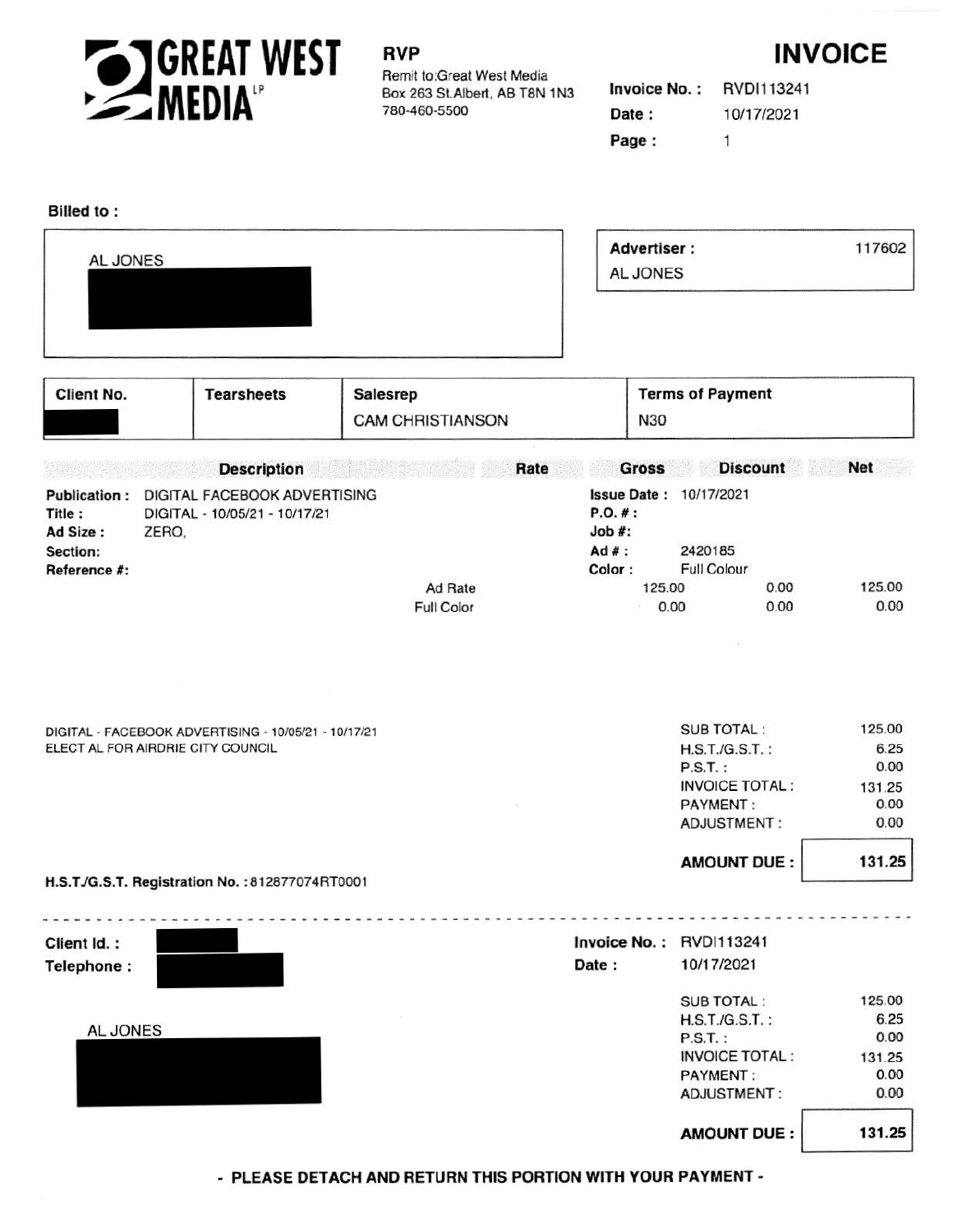**GREAT WEST MEDIA** LP

**RVP**
Remit to:Great West Media
Box 263 St.Albert, AB T8N 1N3
780-460-5500

# INVOICE

**Invoice No. :** RVDI113241
**Date :** 10/17/2021
**Page :** 1

**Billed to :**

AL JONES

**Advertiser :** 117602
AL JONES

| Client No. | Tearsheets | Salesrep | Terms of Payment |
|---|---|---|---|
| | | CAM CHRISTIANSON | N30 |

| Description | Rate | Gross | Discount | Net |
|---|---|---|---|---|

**Publication :** DIGITAL FACEBOOK ADVERTISING
**Title :** DIGITAL - 10/05/21 - 10/17/21
**Ad Size :** ZERO,
**Section:**
**Reference #:**

**Issue Date :** 10/17/2021
**P.O. # :**
**Job #:**
**Ad # :** 2420185
**Color :** Full Colour

| | Gross | Discount | Net |
|---|---|---|---|
| Ad Rate | 125.00 | 0.00 | 125.00 |
| Full Color | 0.00 | 0.00 | 0.00 |

DIGITAL - FACEBOOK ADVERTISING - 10/05/21 - 10/17/21
ELECT AL FOR AIRDRIE CITY COUNCIL

| | |
|---|---|
| SUB TOTAL : | 125.00 |
| H.S.T./G.S.T. : | 6.25 |
| P.S.T. : | 0.00 |
| INVOICE TOTAL : | 131.25 |
| PAYMENT : | 0.00 |
| ADJUSTMENT : | 0.00 |
| **AMOUNT DUE :** | **131.25** |

**H.S.T./G.S.T. Registration No. :** 812877074RT0001

---

**Client Id. :**
**Telephone :**

AL JONES

**Invoice No. :** RVDI113241
**Date :** 10/17/2021

| | |
|---|---|
| SUB TOTAL : | 125.00 |
| H.S.T./G.S.T. : | 6.25 |
| P.S.T. : | 0.00 |
| INVOICE TOTAL : | 131.25 |
| PAYMENT : | 0.00 |
| ADJUSTMENT : | 0.00 |
| **AMOUNT DUE :** | **131.25** |

**- PLEASE DETACH AND RETURN THIS PORTION WITH YOUR PAYMENT -**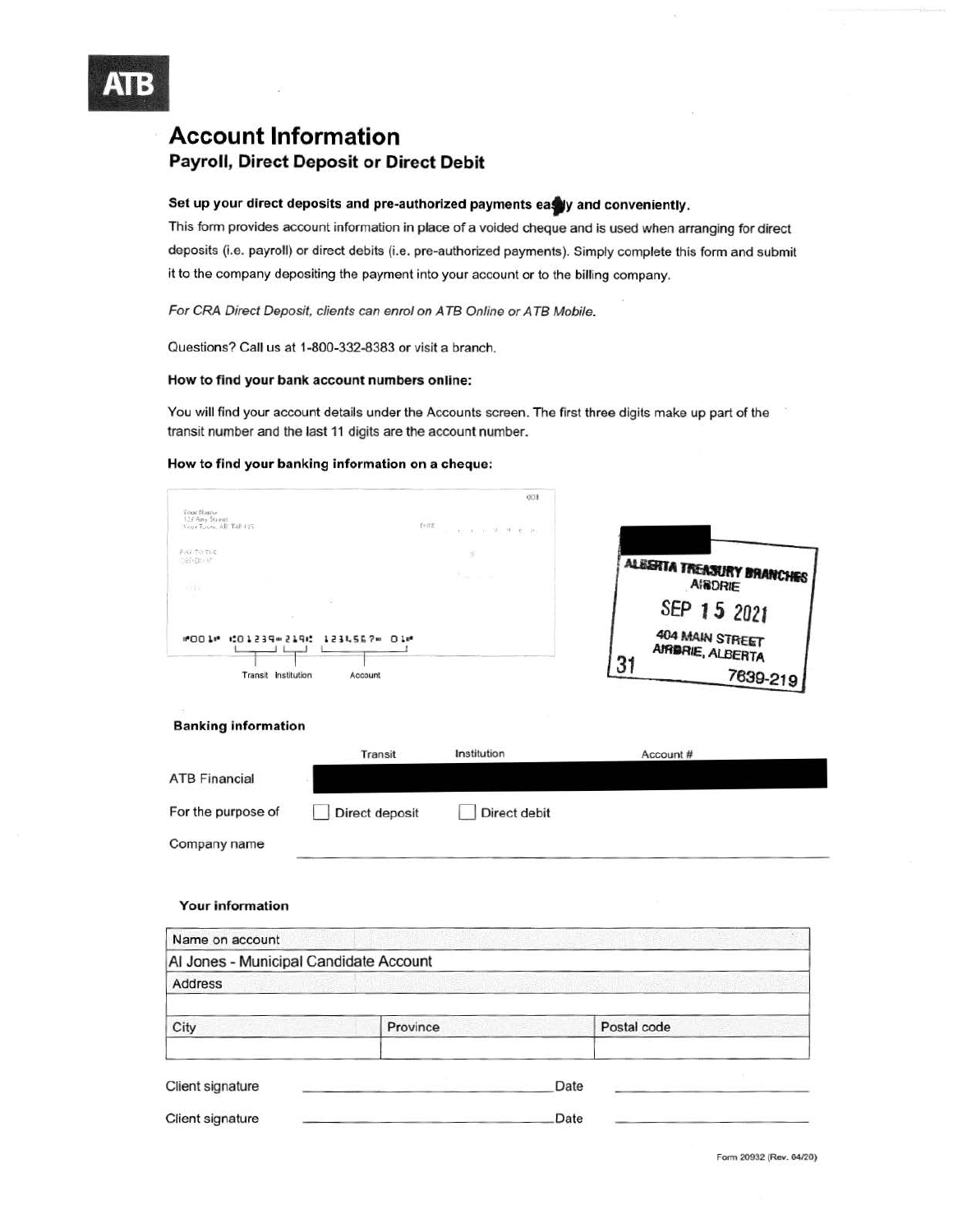ATB

# Account Information

## Payroll, Direct Deposit or Direct Debit

**Set up your direct deposits and pre-authorized payments easily and conveniently.**

This form provides account information in place of a voided cheque and is used when arranging for direct deposits (i.e. payroll) or direct debits (i.e. pre-authorized payments). Simply complete this form and submit it to the company depositing the payment into your account or to the billing company.

*For CRA Direct Deposit, clients can enrol on ATB Online or ATB Mobile.*

Questions? Call us at 1-800-332-8383 or visit a branch.

**How to find your bank account numbers online:**

You will find your account details under the Accounts screen. The first three digits make up part of the transit number and the last 11 digits are the account number.

**How to find your banking information on a cheque:**

⑈001⑈ ⑆01239⑉219⑆ 1234567⑈ 01⑈

Transit Institution Account

ALBERTA TREASURY BRANCHES
AIRDRIE
SEP 15 2021
404 MAIN STREET
AIRDRIE, ALBERTA
31 7639-219

**Banking information**

| | Transit | Institution | Account # |
|---|---|---|---|
| ATB Financial | | | |

For the purpose of ☐ Direct deposit ☐ Direct debit

Company name \_\_\_\_\_\_\_\_\_\_\_\_\_\_\_\_\_\_\_\_

**Your information**

| Name on account | | |
|---|---|---|
| Al Jones - Municipal Candidate Account | | |
| Address | | |
| | | |
| City | Province | Postal code |
| | | |

Client signature \_\_\_\_\_\_\_\_\_\_\_\_\_\_\_\_\_\_\_\_ Date \_\_\_\_\_\_\_\_\_\_

Client signature \_\_\_\_\_\_\_\_\_\_\_\_\_\_\_\_\_\_\_\_ Date \_\_\_\_\_\_\_\_\_\_

Form 20932 (Rev. 04/20)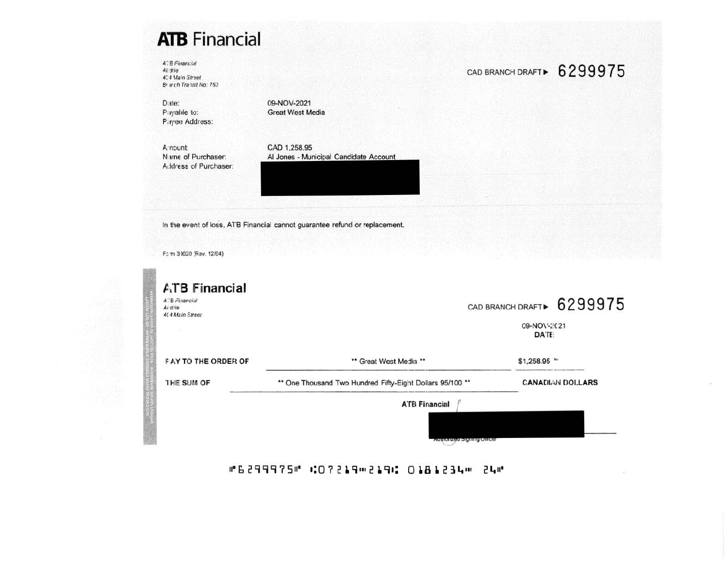# ATB Financial

ATB Financial
Airdrie
404 Main Street
Branch Transit No: 753

CAD BRANCH DRAFT ▶ 6299975

| | |
|---|---|
| Date: | 09-NOV-2021 |
| Payable to: | Great West Media |
| Payee Address: | |
| Amount | CAD 1,258.95 |
| Name of Purchaser: | Al Jones - Municipal Candidate Account |
| Address of Purchaser: | |

In the event of loss, ATB Financial cannot guarantee refund or replacement.

Form 30020 (Rev. 12/04)

# ATB Financial

ATB Financial
Airdrie
404 Main Street

CAD BRANCH DRAFT ▶ 6299975

09-NOV-2021
DATE

PAY TO THE ORDER OF ** Great West Media ** $1,258.95 **

THE SUM OF ** One Thousand Two Hundred Fifty-Eight Dollars 95/100 ** CANADIAN DOLLARS

ATB Financial

Authorized Signing Officer

⑈6299975⑈ ⑆07219⑉219⑆ 0181234⑈ 24⑈